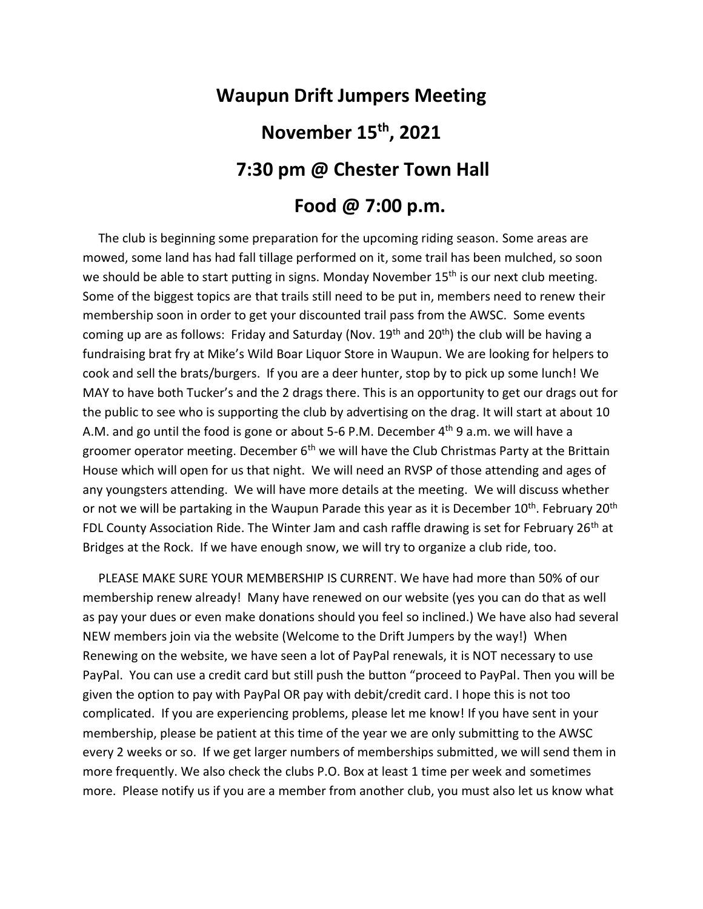# Waupun Drift Jumpers Meeting

# November 15th, 2021

# 7:30 pm @ Chester Town Hall

# Food @ 7:00 p.m.

The club is beginning some preparation for the upcoming riding season. Some areas are mowed, some land has had fall tillage performed on it, some trail has been mulched, so soon we should be able to start putting in signs. Monday November 15th is our next club meeting. Some of the biggest topics are that trails still need to be put in, members need to renew their membership soon in order to get your discounted trail pass from the AWSC. Some events coming up are as follows: Friday and Saturday (Nov. 19th and 20th) the club will be having a fundraising brat fry at Mike's Wild Boar Liquor Store in Waupun. We are looking for helpers to cook and sell the brats/burgers. If you are a deer hunter, stop by to pick up some lunch! We MAY to have both Tucker's and the 2 drags there. This is an opportunity to get our drags out for the public to see who is supporting the club by advertising on the drag. It will start at about 10 A.M. and go until the food is gone or about 5-6 P.M. December 4th 9 a.m. we will have a groomer operator meeting. December 6th we will have the Club Christmas Party at the Brittain House which will open for us that night. We will need an RVSP of those attending and ages of any youngsters attending. We will have more details at the meeting. We will discuss whether or not we will be partaking in the Waupun Parade this year as it is December 10th. February 20th FDL County Association Ride. The Winter Jam and cash raffle drawing is set for February 26th at Bridges at the Rock. If we have enough snow, we will try to organize a club ride, too.

PLEASE MAKE SURE YOUR MEMBERSHIP IS CURRENT. We have had more than 50% of our membership renew already! Many have renewed on our website (yes you can do that as well as pay your dues or even make donations should you feel so inclined.) We have also had several NEW members join via the website (Welcome to the Drift Jumpers by the way!) When Renewing on the website, we have seen a lot of PayPal renewals, it is NOT necessary to use PayPal. You can use a credit card but still push the button "proceed to PayPal. Then you will be given the option to pay with PayPal OR pay with debit/credit card. I hope this is not too complicated. If you are experiencing problems, please let me know! If you have sent in your membership, please be patient at this time of the year we are only submitting to the AWSC every 2 weeks or so. If we get larger numbers of memberships submitted, we will send them in more frequently. We also check the clubs P.O. Box at least 1 time per week and sometimes more. Please notify us if you are a member from another club, you must also let us know what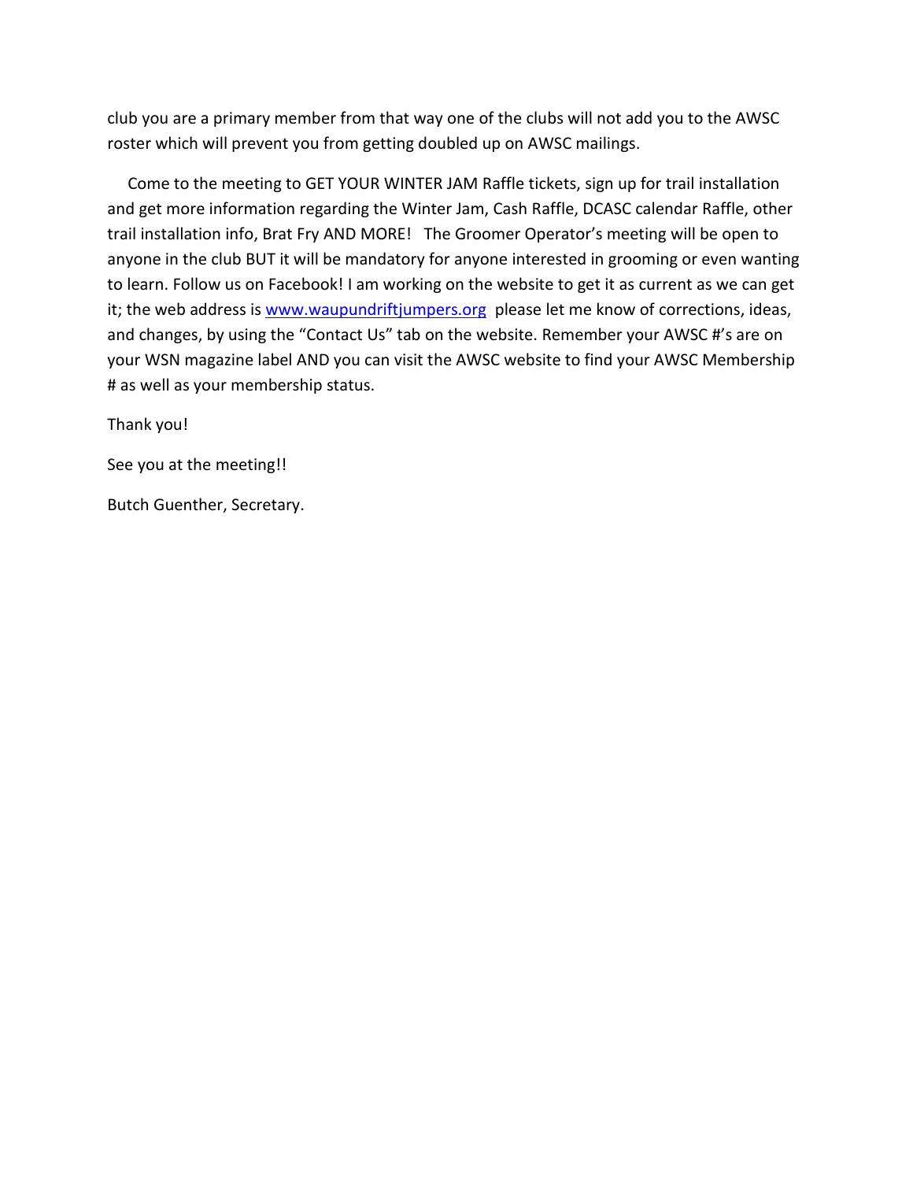club you are a primary member from that way one of the clubs will not add you to the AWSC roster which will prevent you from getting doubled up on AWSC mailings.

Come to the meeting to GET YOUR WINTER JAM Raffle tickets, sign up for trail installation and get more information regarding the Winter Jam, Cash Raffle, DCASC calendar Raffle, other trail installation info, Brat Fry AND MORE! The Groomer Operator's meeting will be open to anyone in the club BUT it will be mandatory for anyone interested in grooming or even wanting to learn. Follow us on Facebook! I am working on the website to get it as current as we can get it; the web address is [www.waupundriftjumpers.org](http://www.waupundriftjumpers.org) please let me know of corrections, ideas, and changes, by using the "Contact Us" tab on the website. Remember your AWSC #'s are on your WSN magazine label AND you can visit the AWSC website to find your AWSC Membership # as well as your membership status.

Thank you!

See you at the meeting!!

Butch Guenther, Secretary.